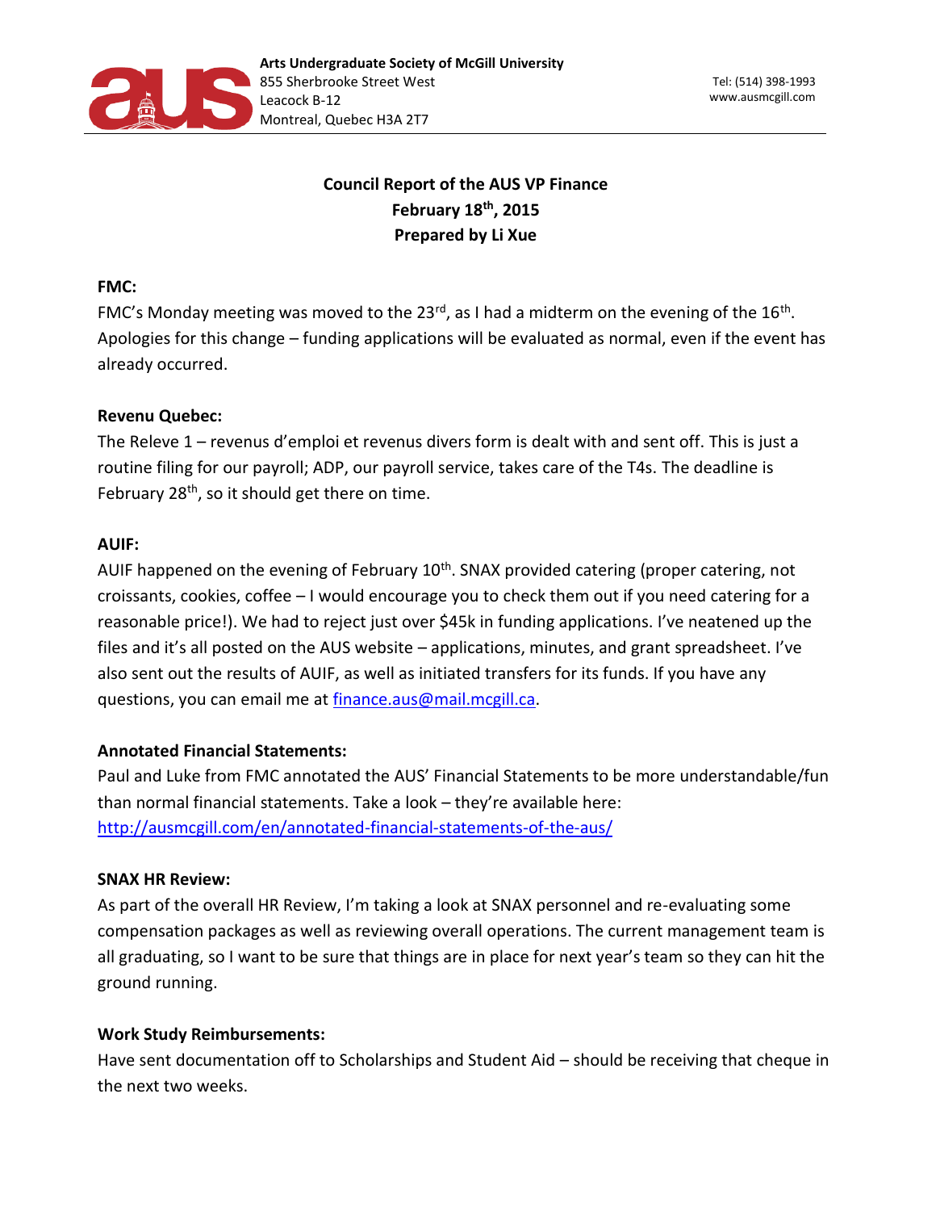**Arts Undergraduate Society of McGill University**
855 Sherbrooke Street West
Leacock B-12
Montreal, Quebec H3A 2T7

Tel: (514) 398-1993
www.ausmcgill.com

# Council Report of the AUS VP Finance
## February 18th, 2015
## Prepared by Li Xue

**FMC:**

FMC's Monday meeting was moved to the 23rd, as I had a midterm on the evening of the 16th. Apologies for this change – funding applications will be evaluated as normal, even if the event has already occurred.

**Revenu Quebec:**

The Releve 1 – revenus d'emploi et revenus divers form is dealt with and sent off. This is just a routine filing for our payroll; ADP, our payroll service, takes care of the T4s. The deadline is February 28th, so it should get there on time.

**AUIF:**

AUIF happened on the evening of February 10th. SNAX provided catering (proper catering, not croissants, cookies, coffee – I would encourage you to check them out if you need catering for a reasonable price!). We had to reject just over $45k in funding applications. I've neatened up the files and it's all posted on the AUS website – applications, minutes, and grant spreadsheet. I've also sent out the results of AUIF, as well as initiated transfers for its funds. If you have any questions, you can email me at finance.aus@mail.mcgill.ca.

**Annotated Financial Statements:**

Paul and Luke from FMC annotated the AUS' Financial Statements to be more understandable/fun than normal financial statements. Take a look – they're available here: http://ausmcgill.com/en/annotated-financial-statements-of-the-aus/

**SNAX HR Review:**

As part of the overall HR Review, I'm taking a look at SNAX personnel and re-evaluating some compensation packages as well as reviewing overall operations. The current management team is all graduating, so I want to be sure that things are in place for next year's team so they can hit the ground running.

**Work Study Reimbursements:**

Have sent documentation off to Scholarships and Student Aid – should be receiving that cheque in the next two weeks.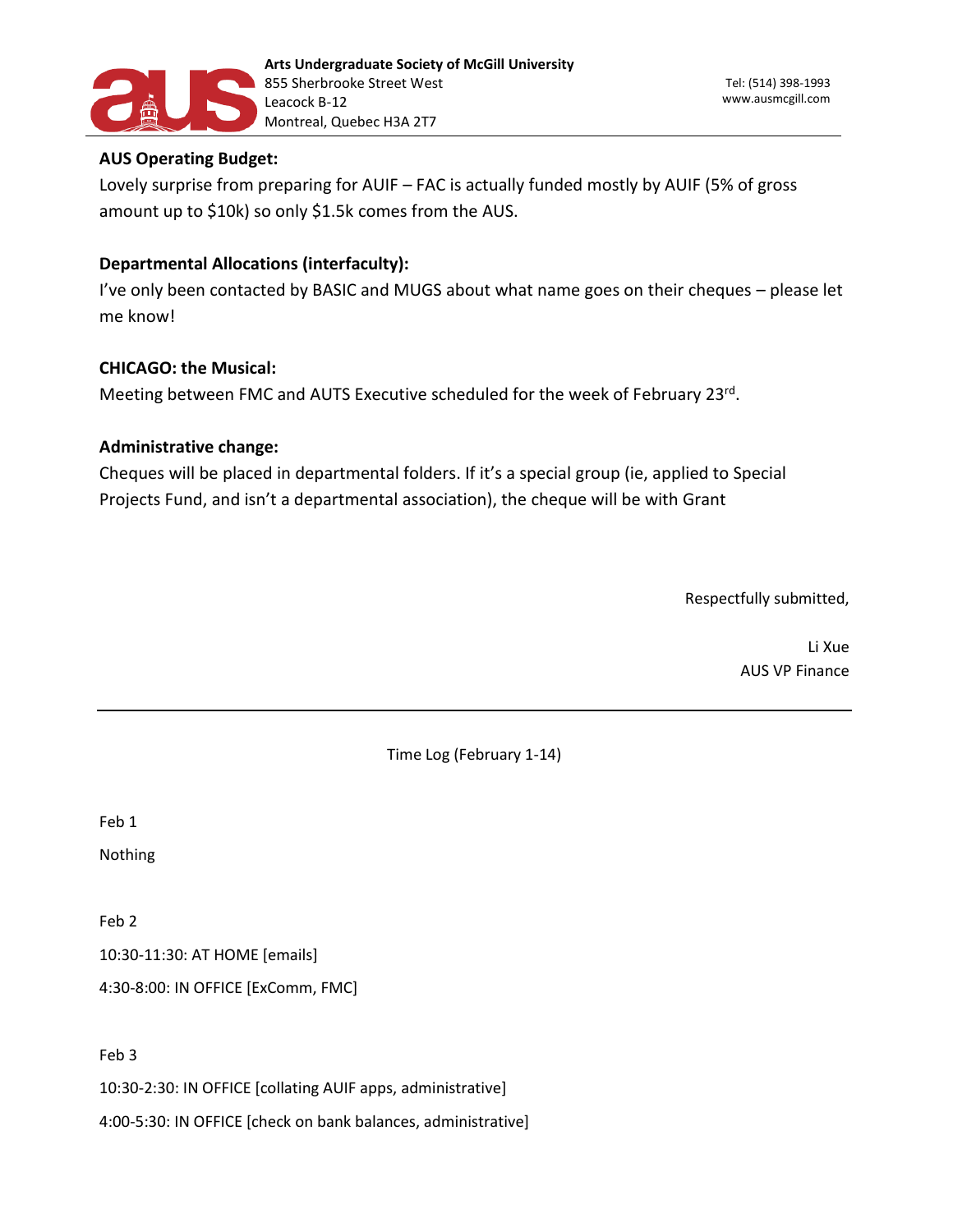**AUS Operating Budget:**

Lovely surprise from preparing for AUIF – FAC is actually funded mostly by AUIF (5% of gross amount up to $10k) so only $1.5k comes from the AUS.

**Departmental Allocations (interfaculty):**

I've only been contacted by BASIC and MUGS about what name goes on their cheques – please let me know!

**CHICAGO: the Musical:**

Meeting between FMC and AUTS Executive scheduled for the week of February 23rd.

**Administrative change:**

Cheques will be placed in departmental folders. If it's a special group (ie, applied to Special Projects Fund, and isn't a departmental association), the cheque will be with Grant

Respectfully submitted,

Li Xue
AUS VP Finance

---

Time Log (February 1-14)

Feb 1

Nothing

Feb 2

10:30-11:30: AT HOME [emails]

4:30-8:00: IN OFFICE [ExComm, FMC]

Feb 3

10:30-2:30: IN OFFICE [collating AUIF apps, administrative]

4:00-5:30: IN OFFICE [check on bank balances, administrative]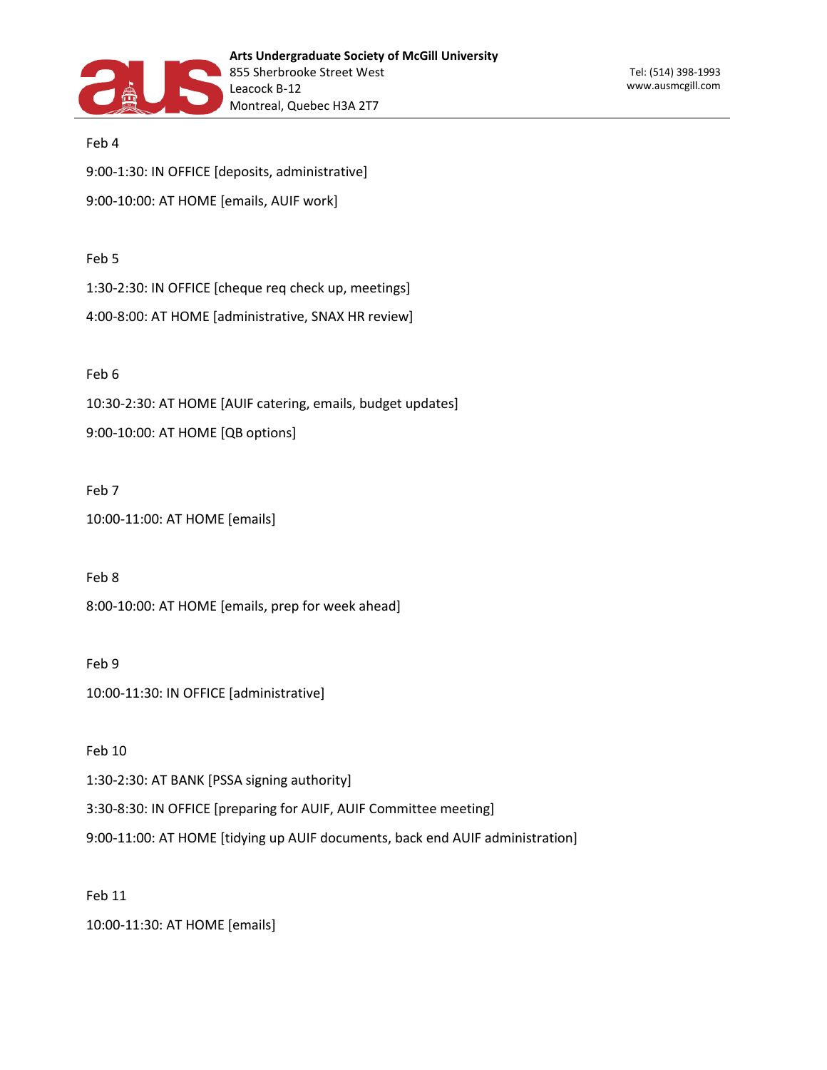Feb 4

9:00-1:30: IN OFFICE [deposits, administrative]

9:00-10:00: AT HOME [emails, AUIF work]

Feb 5

1:30-2:30: IN OFFICE [cheque req check up, meetings]

4:00-8:00: AT HOME [administrative, SNAX HR review]

Feb 6

10:30-2:30: AT HOME [AUIF catering, emails, budget updates]

9:00-10:00: AT HOME [QB options]

Feb 7

10:00-11:00: AT HOME [emails]

Feb 8

8:00-10:00: AT HOME [emails, prep for week ahead]

Feb 9

10:00-11:30: IN OFFICE [administrative]

Feb 10

1:30-2:30: AT BANK [PSSA signing authority]

3:30-8:30: IN OFFICE [preparing for AUIF, AUIF Committee meeting]

9:00-11:00: AT HOME [tidying up AUIF documents, back end AUIF administration]

Feb 11

10:00-11:30: AT HOME [emails]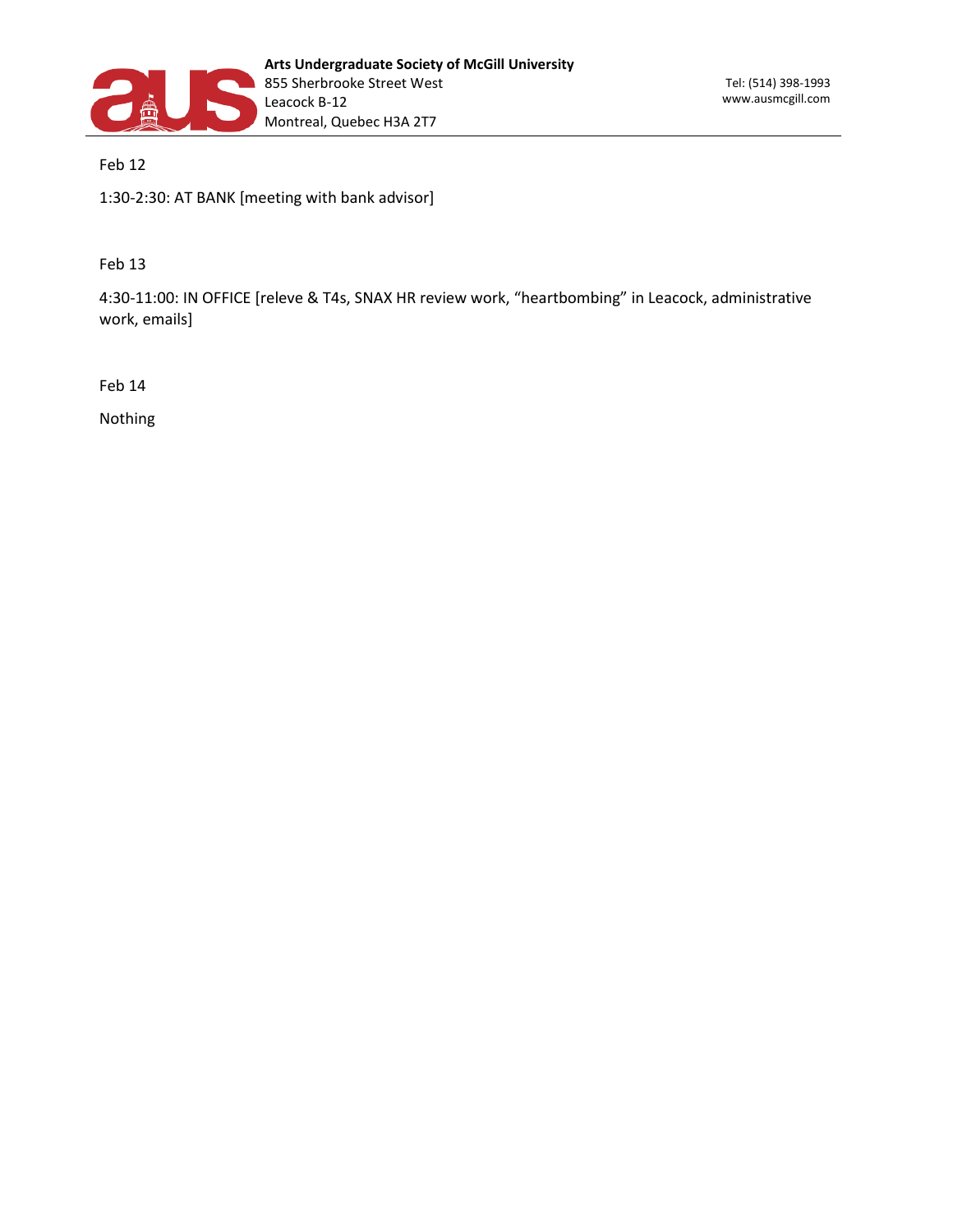Feb 12

1:30-2:30: AT BANK [meeting with bank advisor]

Feb 13

4:30-11:00: IN OFFICE [releve & T4s, SNAX HR review work, “heartbombing” in Leacock, administrative work, emails]

Feb 14

Nothing